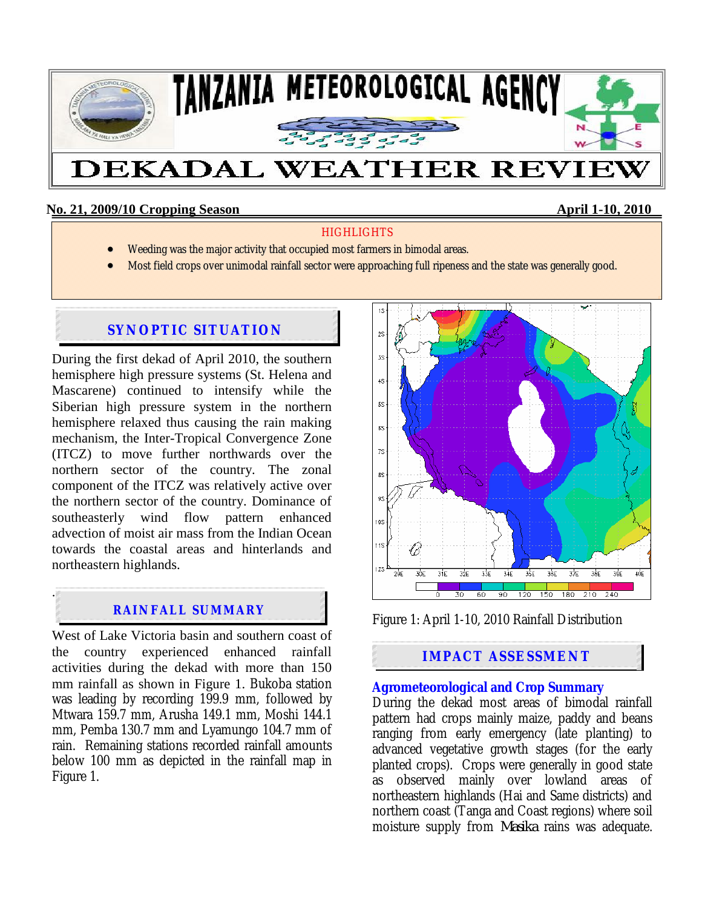# TANZANIA METEOROLOGICAL AGENCY

# DEKADAL WEATHER REVIEW

**No. 21, 2009/10 Cropping Season** **April 1-10, 2010**

HIGHLIGHTS

- Weeding was the major activity that occupied most farmers in bimodal areas.
- Most field crops over unimodal rainfall sector were approaching full ripeness and the state was generally good.

## SYNOPTIC SITUATION

During the first dekad of April 2010, the southern hemisphere high pressure systems (St. Helena and Mascarene) continued to intensify while the Siberian high pressure system in the northern hemisphere relaxed thus causing the rain making mechanism, the Inter-Tropical Convergence Zone (ITCZ) to move further northwards over the northern sector of the country. The zonal component of the ITCZ was relatively active over the northern sector of the country. Dominance of southeasterly wind flow pattern enhanced advection of moist air mass from the Indian Ocean towards the coastal areas and hinterlands and northeastern highlands.

## RAINFALL SUMMARY

West of Lake Victoria basin and southern coast of the country experienced enhanced rainfall activities during the dekad with more than 150 mm rainfall as shown in Figure 1. Bukoba station was leading by recording 199.9 mm, followed by Mtwara 159.7 mm, Arusha 149.1 mm, Moshi 144.1 mm, Pemba 130.7 mm and Lyamungo 104.7 mm of rain. Remaining stations recorded rainfall amounts below 100 mm as depicted in the rainfall map in Figure 1.

Figure 1: April 1-10, 2010 Rainfall Distribution

## IMPACT ASSESSMENT

### Agrometeorological and Crop Summary

During the dekad most areas of bimodal rainfall pattern had crops mainly maize, paddy and beans ranging from early emergency (late planting) to advanced vegetative growth stages (for the early planted crops). Crops were generally in good state as observed mainly over lowland areas of northeastern highlands (Hai and Same districts) and northern coast (Tanga and Coast regions) where soil moisture supply from *Masika* rains was adequate.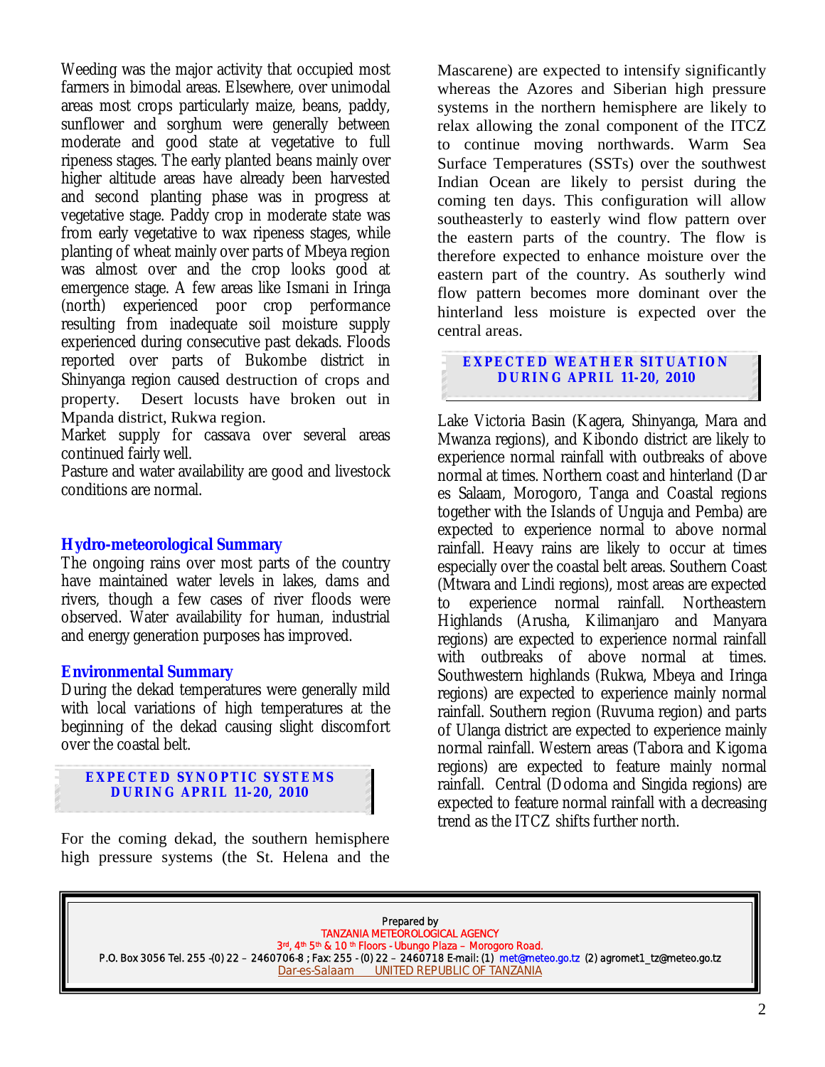Weeding was the major activity that occupied most farmers in bimodal areas. Elsewhere, over unimodal areas most crops particularly maize, beans, paddy, sunflower and sorghum were generally between moderate and good state at vegetative to full ripeness stages. The early planted beans mainly over higher altitude areas have already been harvested and second planting phase was in progress at vegetative stage. Paddy crop in moderate state was from early vegetative to wax ripeness stages, while planting of wheat mainly over parts of Mbeya region was almost over and the crop looks good at emergence stage. A few areas like Ismani in Iringa (north) experienced poor crop performance resulting from inadequate soil moisture supply experienced during consecutive past dekads. Floods reported over parts of Bukombe district in Shinyanga region caused destruction of crops and property. Desert locusts have broken out in Mpanda district, Rukwa region.

Market supply for cassava over several areas continued fairly well.

Pasture and water availability are good and livestock conditions are normal.

## Hydro-meteorological Summary

The ongoing rains over most parts of the country have maintained water levels in lakes, dams and rivers, though a few cases of river floods were observed. Water availability for human, industrial and energy generation purposes has improved.

## Environmental Summary

During the dekad temperatures were generally mild with local variations of high temperatures at the beginning of the dekad causing slight discomfort over the coastal belt.

## EXPECTED SYNOPTIC SYSTEMS DURING APRIL 11-20, 2010

For the coming dekad, the southern hemisphere high pressure systems (the St. Helena and the Mascarene) are expected to intensify significantly whereas the Azores and Siberian high pressure systems in the northern hemisphere are likely to relax allowing the zonal component of the ITCZ to continue moving northwards. Warm Sea Surface Temperatures (SSTs) over the southwest Indian Ocean are likely to persist during the coming ten days. This configuration will allow southeasterly to easterly wind flow pattern over the eastern parts of the country. The flow is therefore expected to enhance moisture over the eastern part of the country. As southerly wind flow pattern becomes more dominant over the hinterland less moisture is expected over the central areas.

## EXPECTED WEATHER SITUATION DURING APRIL 11-20, 2010

Lake Victoria Basin (Kagera, Shinyanga, Mara and Mwanza regions), and Kibondo district are likely to experience normal rainfall with outbreaks of above normal at times. Northern coast and hinterland (Dar es Salaam, Morogoro, Tanga and Coastal regions together with the Islands of Unguja and Pemba) are expected to experience normal to above normal rainfall. Heavy rains are likely to occur at times especially over the coastal belt areas. Southern Coast (Mtwara and Lindi regions), most areas are expected to experience normal rainfall. Northeastern Highlands (Arusha, Kilimanjaro and Manyara regions) are expected to experience normal rainfall with outbreaks of above normal at times. Southwestern highlands (Rukwa, Mbeya and Iringa regions) are expected to experience mainly normal rainfall. Southern region (Ruvuma region) and parts of Ulanga district are expected to experience mainly normal rainfall. Western areas (Tabora and Kigoma regions) are expected to feature mainly normal rainfall. Central (Dodoma and Singida regions) are expected to feature normal rainfall with a decreasing trend as the ITCZ shifts further north.

Prepared by
TANZANIA METEOROLOGICAL AGENCY
3rd, 4th 5th & 10th Floors - Ubungo Plaza – Morogoro Road.
P.O. Box 3056 Tel. 255 -(0) 22 – 2460706-8 ; Fax: 255 - (0) 22 – 2460718 E-mail: (1) met@meteo.go.tz (2) agromet1_tz@meteo.go.tz
Dar-es-Salaam UNITED REPUBLIC OF TANZANIA